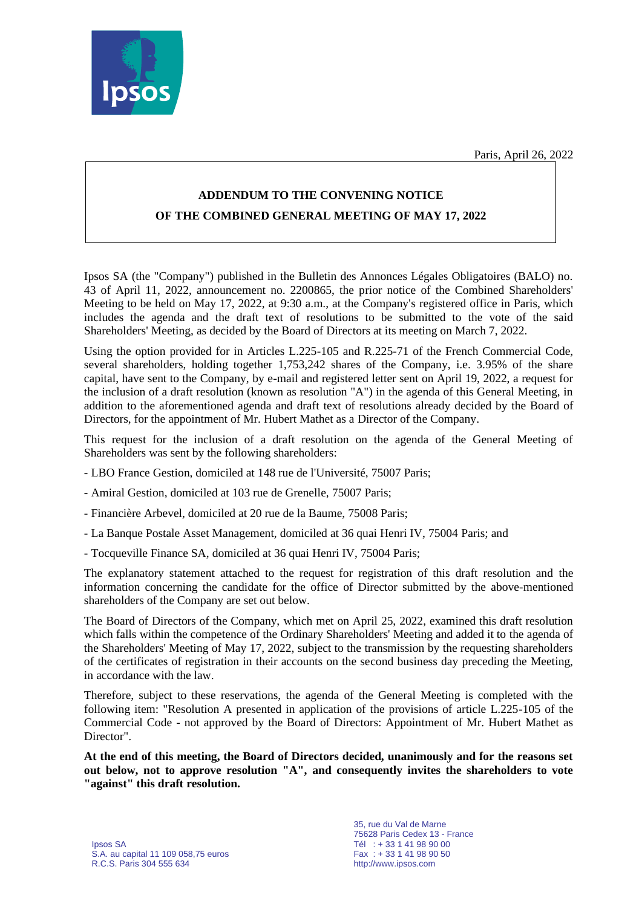Paris, April 26, 2022

# ADDENDUM TO THE CONVENING NOTICE OF THE COMBINED GENERAL MEETING OF MAY 17, 2022

Ipsos SA (the "Company") published in the Bulletin des Annonces Légales Obligatoires (BALO) no. 43 of April 11, 2022, announcement no. 2200865, the prior notice of the Combined Shareholders' Meeting to be held on May 17, 2022, at 9:30 a.m., at the Company's registered office in Paris, which includes the agenda and the draft text of resolutions to be submitted to the vote of the said Shareholders' Meeting, as decided by the Board of Directors at its meeting on March 7, 2022.

Using the option provided for in Articles L.225-105 and R.225-71 of the French Commercial Code, several shareholders, holding together 1,753,242 shares of the Company, i.e. 3.95% of the share capital, have sent to the Company, by e-mail and registered letter sent on April 19, 2022, a request for the inclusion of a draft resolution (known as resolution "A") in the agenda of this General Meeting, in addition to the aforementioned agenda and draft text of resolutions already decided by the Board of Directors, for the appointment of Mr. Hubert Mathet as a Director of the Company.

This request for the inclusion of a draft resolution on the agenda of the General Meeting of Shareholders was sent by the following shareholders:

- LBO France Gestion, domiciled at 148 rue de l'Université, 75007 Paris;
- Amiral Gestion, domiciled at 103 rue de Grenelle, 75007 Paris;
- Financière Arbevel, domiciled at 20 rue de la Baume, 75008 Paris;
- La Banque Postale Asset Management, domiciled at 36 quai Henri IV, 75004 Paris; and
- Tocqueville Finance SA, domiciled at 36 quai Henri IV, 75004 Paris;

The explanatory statement attached to the request for registration of this draft resolution and the information concerning the candidate for the office of Director submitted by the above-mentioned shareholders of the Company are set out below.

The Board of Directors of the Company, which met on April 25, 2022, examined this draft resolution which falls within the competence of the Ordinary Shareholders' Meeting and added it to the agenda of the Shareholders' Meeting of May 17, 2022, subject to the transmission by the requesting shareholders of the certificates of registration in their accounts on the second business day preceding the Meeting, in accordance with the law.

Therefore, subject to these reservations, the agenda of the General Meeting is completed with the following item: "Resolution A presented in application of the provisions of article L.225-105 of the Commercial Code - not approved by the Board of Directors: Appointment of Mr. Hubert Mathet as Director".

**At the end of this meeting, the Board of Directors decided, unanimously and for the reasons set out below, not to approve resolution "A", and consequently invites the shareholders to vote "against" this draft resolution.**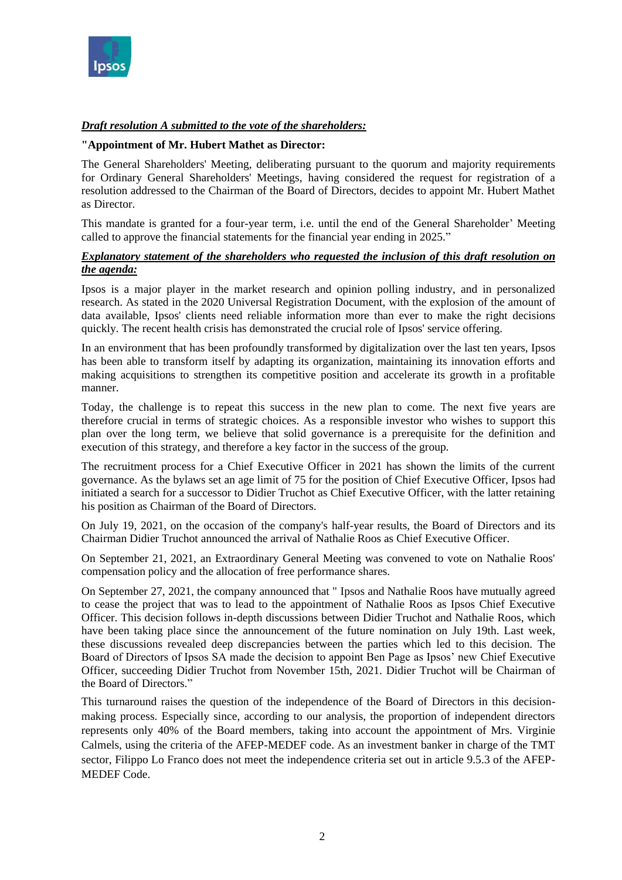***Draft resolution A submitted to the vote of the shareholders:***

**"Appointment of Mr. Hubert Mathet as Director:**

The General Shareholders' Meeting, deliberating pursuant to the quorum and majority requirements for Ordinary General Shareholders' Meetings, having considered the request for registration of a resolution addressed to the Chairman of the Board of Directors, decides to appoint Mr. Hubert Mathet as Director.

This mandate is granted for a four-year term, i.e. until the end of the General Shareholder' Meeting called to approve the financial statements for the financial year ending in 2025."

***Explanatory statement of the shareholders who requested the inclusion of this draft resolution on the agenda:***

Ipsos is a major player in the market research and opinion polling industry, and in personalized research. As stated in the 2020 Universal Registration Document, with the explosion of the amount of data available, Ipsos' clients need reliable information more than ever to make the right decisions quickly. The recent health crisis has demonstrated the crucial role of Ipsos' service offering.

In an environment that has been profoundly transformed by digitalization over the last ten years, Ipsos has been able to transform itself by adapting its organization, maintaining its innovation efforts and making acquisitions to strengthen its competitive position and accelerate its growth in a profitable manner.

Today, the challenge is to repeat this success in the new plan to come. The next five years are therefore crucial in terms of strategic choices. As a responsible investor who wishes to support this plan over the long term, we believe that solid governance is a prerequisite for the definition and execution of this strategy, and therefore a key factor in the success of the group.

The recruitment process for a Chief Executive Officer in 2021 has shown the limits of the current governance. As the bylaws set an age limit of 75 for the position of Chief Executive Officer, Ipsos had initiated a search for a successor to Didier Truchot as Chief Executive Officer, with the latter retaining his position as Chairman of the Board of Directors.

On July 19, 2021, on the occasion of the company's half-year results, the Board of Directors and its Chairman Didier Truchot announced the arrival of Nathalie Roos as Chief Executive Officer.

On September 21, 2021, an Extraordinary General Meeting was convened to vote on Nathalie Roos' compensation policy and the allocation of free performance shares.

On September 27, 2021, the company announced that " Ipsos and Nathalie Roos have mutually agreed to cease the project that was to lead to the appointment of Nathalie Roos as Ipsos Chief Executive Officer. This decision follows in-depth discussions between Didier Truchot and Nathalie Roos, which have been taking place since the announcement of the future nomination on July 19th. Last week, these discussions revealed deep discrepancies between the parties which led to this decision. The Board of Directors of Ipsos SA made the decision to appoint Ben Page as Ipsos' new Chief Executive Officer, succeeding Didier Truchot from November 15th, 2021. Didier Truchot will be Chairman of the Board of Directors."

This turnaround raises the question of the independence of the Board of Directors in this decision-making process. Especially since, according to our analysis, the proportion of independent directors represents only 40% of the Board members, taking into account the appointment of Mrs. Virginie Calmels, using the criteria of the AFEP-MEDEF code. As an investment banker in charge of the TMT sector, Filippo Lo Franco does not meet the independence criteria set out in article 9.5.3 of the AFEP-MEDEF Code.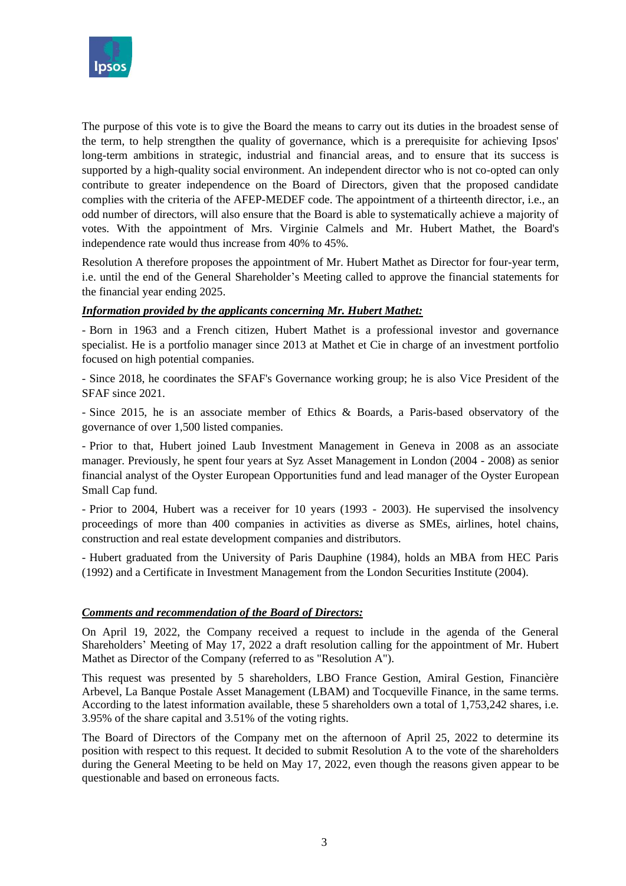The purpose of this vote is to give the Board the means to carry out its duties in the broadest sense of the term, to help strengthen the quality of governance, which is a prerequisite for achieving Ipsos' long-term ambitions in strategic, industrial and financial areas, and to ensure that its success is supported by a high-quality social environment. An independent director who is not co-opted can only contribute to greater independence on the Board of Directors, given that the proposed candidate complies with the criteria of the AFEP-MEDEF code. The appointment of a thirteenth director, i.e., an odd number of directors, will also ensure that the Board is able to systematically achieve a majority of votes. With the appointment of Mrs. Virginie Calmels and Mr. Hubert Mathet, the Board's independence rate would thus increase from 40% to 45%.

Resolution A therefore proposes the appointment of Mr. Hubert Mathet as Director for four-year term, i.e. until the end of the General Shareholder's Meeting called to approve the financial statements for the financial year ending 2025.

***Information provided by the applicants concerning Mr. Hubert Mathet:***

- Born in 1963 and a French citizen, Hubert Mathet is a professional investor and governance specialist. He is a portfolio manager since 2013 at Mathet et Cie in charge of an investment portfolio focused on high potential companies.

- Since 2018, he coordinates the SFAF's Governance working group; he is also Vice President of the SFAF since 2021.

- Since 2015, he is an associate member of Ethics & Boards, a Paris-based observatory of the governance of over 1,500 listed companies.

- Prior to that, Hubert joined Laub Investment Management in Geneva in 2008 as an associate manager. Previously, he spent four years at Syz Asset Management in London (2004 - 2008) as senior financial analyst of the Oyster European Opportunities fund and lead manager of the Oyster European Small Cap fund.

- Prior to 2004, Hubert was a receiver for 10 years (1993 - 2003). He supervised the insolvency proceedings of more than 400 companies in activities as diverse as SMEs, airlines, hotel chains, construction and real estate development companies and distributors.

- Hubert graduated from the University of Paris Dauphine (1984), holds an MBA from HEC Paris (1992) and a Certificate in Investment Management from the London Securities Institute (2004).

***Comments and recommendation of the Board of Directors:***

On April 19, 2022, the Company received a request to include in the agenda of the General Shareholders' Meeting of May 17, 2022 a draft resolution calling for the appointment of Mr. Hubert Mathet as Director of the Company (referred to as "Resolution A").

This request was presented by 5 shareholders, LBO France Gestion, Amiral Gestion, Financière Arbevel, La Banque Postale Asset Management (LBAM) and Tocqueville Finance, in the same terms. According to the latest information available, these 5 shareholders own a total of 1,753,242 shares, i.e. 3.95% of the share capital and 3.51% of the voting rights.

The Board of Directors of the Company met on the afternoon of April 25, 2022 to determine its position with respect to this request. It decided to submit Resolution A to the vote of the shareholders during the General Meeting to be held on May 17, 2022, even though the reasons given appear to be questionable and based on erroneous facts.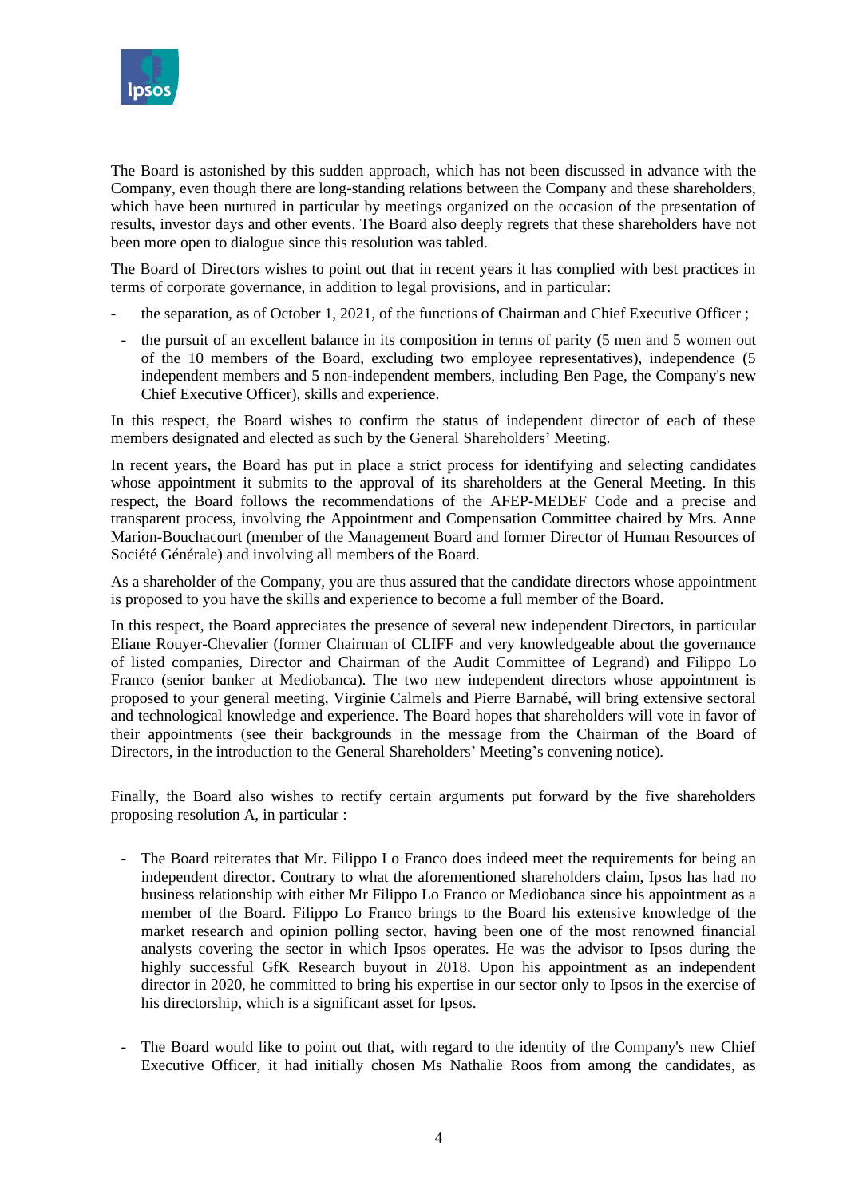The Board is astonished by this sudden approach, which has not been discussed in advance with the Company, even though there are long-standing relations between the Company and these shareholders, which have been nurtured in particular by meetings organized on the occasion of the presentation of results, investor days and other events. The Board also deeply regrets that these shareholders have not been more open to dialogue since this resolution was tabled.

The Board of Directors wishes to point out that in recent years it has complied with best practices in terms of corporate governance, in addition to legal provisions, and in particular:

- the separation, as of October 1, 2021, of the functions of Chairman and Chief Executive Officer ;
- the pursuit of an excellent balance in its composition in terms of parity (5 men and 5 women out of the 10 members of the Board, excluding two employee representatives), independence (5 independent members and 5 non-independent members, including Ben Page, the Company's new Chief Executive Officer), skills and experience.

In this respect, the Board wishes to confirm the status of independent director of each of these members designated and elected as such by the General Shareholders' Meeting.

In recent years, the Board has put in place a strict process for identifying and selecting candidates whose appointment it submits to the approval of its shareholders at the General Meeting. In this respect, the Board follows the recommendations of the AFEP-MEDEF Code and a precise and transparent process, involving the Appointment and Compensation Committee chaired by Mrs. Anne Marion-Bouchacourt (member of the Management Board and former Director of Human Resources of Société Générale) and involving all members of the Board.

As a shareholder of the Company, you are thus assured that the candidate directors whose appointment is proposed to you have the skills and experience to become a full member of the Board.

In this respect, the Board appreciates the presence of several new independent Directors, in particular Eliane Rouyer-Chevalier (former Chairman of CLIFF and very knowledgeable about the governance of listed companies, Director and Chairman of the Audit Committee of Legrand) and Filippo Lo Franco (senior banker at Mediobanca). The two new independent directors whose appointment is proposed to your general meeting, Virginie Calmels and Pierre Barnabé, will bring extensive sectoral and technological knowledge and experience. The Board hopes that shareholders will vote in favor of their appointments (see their backgrounds in the message from the Chairman of the Board of Directors, in the introduction to the General Shareholders' Meeting's convening notice).

Finally, the Board also wishes to rectify certain arguments put forward by the five shareholders proposing resolution A, in particular :

- The Board reiterates that Mr. Filippo Lo Franco does indeed meet the requirements for being an independent director. Contrary to what the aforementioned shareholders claim, Ipsos has had no business relationship with either Mr Filippo Lo Franco or Mediobanca since his appointment as a member of the Board. Filippo Lo Franco brings to the Board his extensive knowledge of the market research and opinion polling sector, having been one of the most renowned financial analysts covering the sector in which Ipsos operates. He was the advisor to Ipsos during the highly successful GfK Research buyout in 2018. Upon his appointment as an independent director in 2020, he committed to bring his expertise in our sector only to Ipsos in the exercise of his directorship, which is a significant asset for Ipsos.

- The Board would like to point out that, with regard to the identity of the Company's new Chief Executive Officer, it had initially chosen Ms Nathalie Roos from among the candidates, as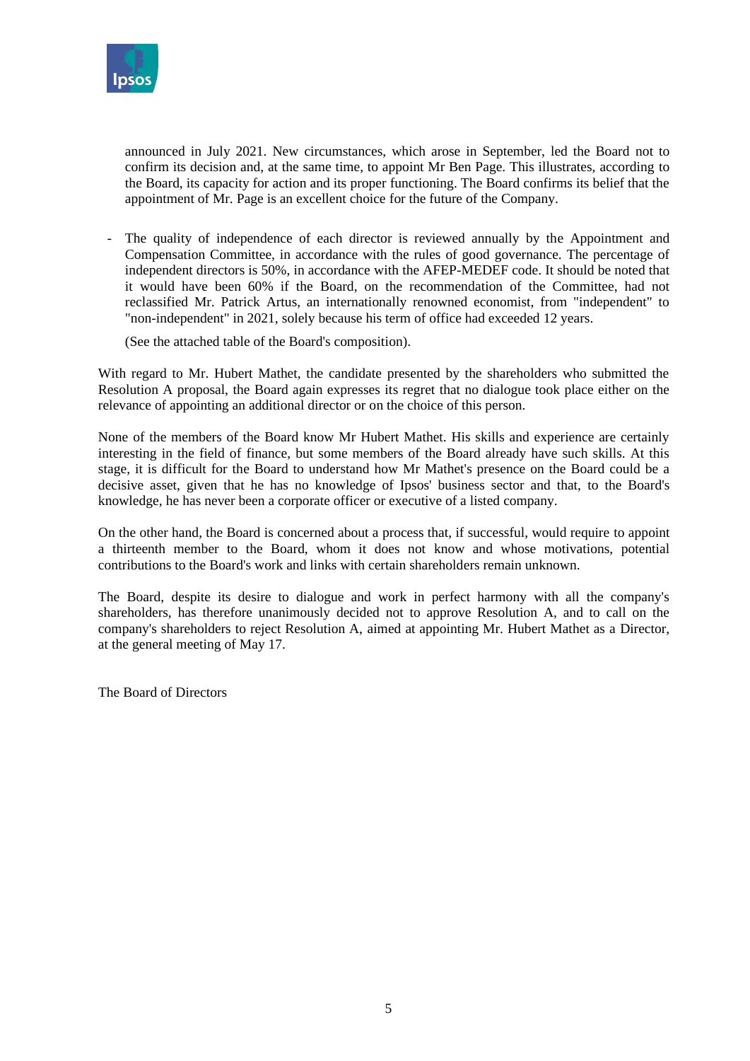announced in July 2021. New circumstances, which arose in September, led the Board not to confirm its decision and, at the same time, to appoint Mr Ben Page. This illustrates, according to the Board, its capacity for action and its proper functioning. The Board confirms its belief that the appointment of Mr. Page is an excellent choice for the future of the Company.

- The quality of independence of each director is reviewed annually by the Appointment and Compensation Committee, in accordance with the rules of good governance. The percentage of independent directors is 50%, in accordance with the AFEP-MEDEF code. It should be noted that it would have been 60% if the Board, on the recommendation of the Committee, had not reclassified Mr. Patrick Artus, an internationally renowned economist, from "independent" to "non-independent" in 2021, solely because his term of office had exceeded 12 years.

  (See the attached table of the Board's composition).

With regard to Mr. Hubert Mathet, the candidate presented by the shareholders who submitted the Resolution A proposal, the Board again expresses its regret that no dialogue took place either on the relevance of appointing an additional director or on the choice of this person.

None of the members of the Board know Mr Hubert Mathet. His skills and experience are certainly interesting in the field of finance, but some members of the Board already have such skills. At this stage, it is difficult for the Board to understand how Mr Mathet's presence on the Board could be a decisive asset, given that he has no knowledge of Ipsos' business sector and that, to the Board's knowledge, he has never been a corporate officer or executive of a listed company.

On the other hand, the Board is concerned about a process that, if successful, would require to appoint a thirteenth member to the Board, whom it does not know and whose motivations, potential contributions to the Board's work and links with certain shareholders remain unknown.

The Board, despite its desire to dialogue and work in perfect harmony with all the company's shareholders, has therefore unanimously decided not to approve Resolution A, and to call on the company's shareholders to reject Resolution A, aimed at appointing Mr. Hubert Mathet as a Director, at the general meeting of May 17.

The Board of Directors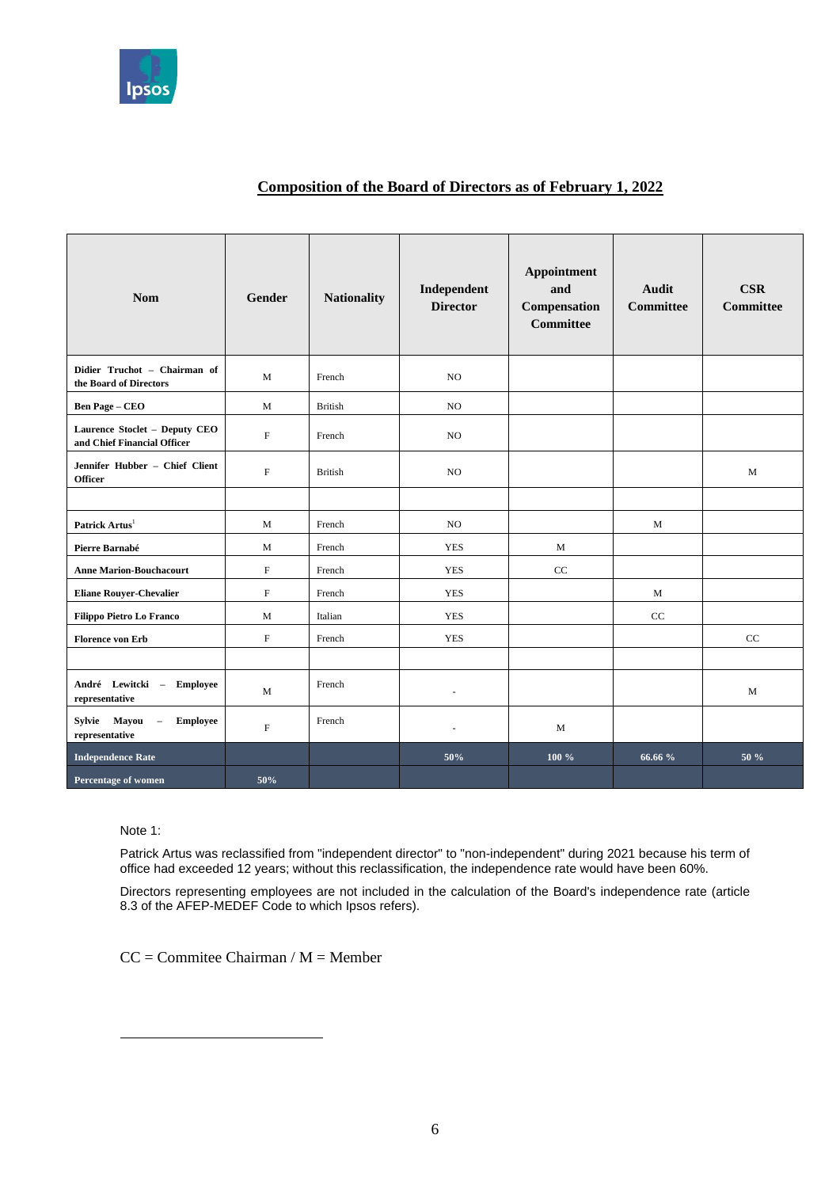## Composition of the Board of Directors as of February 1, 2022

| Nom | Gender | Nationality | Independent Director | Appointment and Compensation Committee | Audit Committee | CSR Committee |
|---|---|---|---|---|---|---|
| **Didier Truchot – Chairman of the Board of Directors** | M | French | NO | | | |
| **Ben Page – CEO** | M | British | NO | | | |
| **Laurence Stoclet – Deputy CEO and Chief Financial Officer** | F | French | NO | | | |
| **Jennifer Hubber – Chief Client Officer** | F | British | NO | | | M |
| | | | | | | |
| **Patrick Artus**[1] | M | French | NO | | M | |
| **Pierre Barnabé** | M | French | YES | M | | |
| **Anne Marion-Bouchacourt** | F | French | YES | CC | | |
| **Eliane Rouyer-Chevalier** | F | French | YES | | M | |
| **Filippo Pietro Lo Franco** | M | Italian | YES | | CC | |
| **Florence von Erb** | F | French | YES | | | CC |
| | | | | | | |
| **André Lewitcki – Employee representative** | M | French | - | | | M |
| **Sylvie Mayou – Employee representative** | F | French | - | M | | |
| **Independence Rate** | | | 50% | 100 % | 66.66 % | 50 % |
| **Percentage of women** | 50% | | | | | |

Note 1:

Patrick Artus was reclassified from "independent director" to "non-independent" during 2021 because his term of office had exceeded 12 years; without this reclassification, the independence rate would have been 60%.

Directors representing employees are not included in the calculation of the Board's independence rate (article 8.3 of the AFEP-MEDEF Code to which Ipsos refers).

CC = Commitee Chairman / M = Member